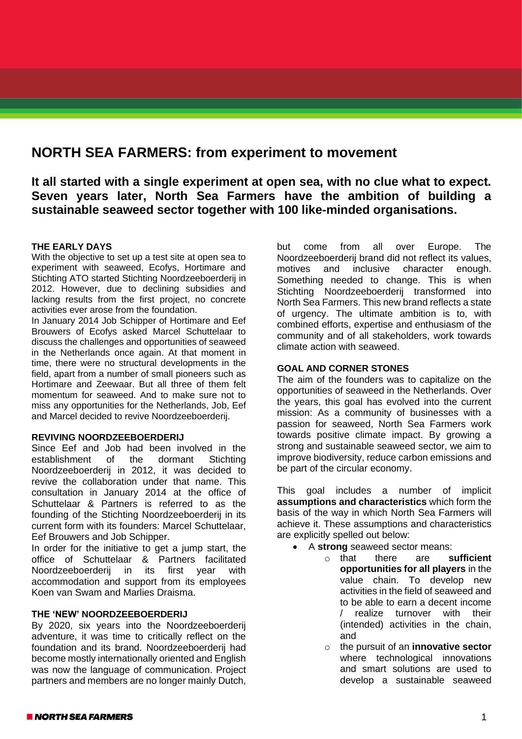# NORTH SEA FARMERS: from experiment to movement

**It all started with a single experiment at open sea, with no clue what to expect. Seven years later, North Sea Farmers have the ambition of building a sustainable seaweed sector together with 100 like-minded organisations.**

### THE EARLY DAYS

With the objective to set up a test site at open sea to experiment with seaweed, Ecofys, Hortimare and Stichting ATO started Stichting Noordzeeboerderij in 2012. However, due to declining subsidies and lacking results from the first project, no concrete activities ever arose from the foundation.

In January 2014 Job Schipper of Hortimare and Eef Brouwers of Ecofys asked Marcel Schuttelaar to discuss the challenges and opportunities of seaweed in the Netherlands once again. At that moment in time, there were no structural developments in the field, apart from a number of small pioneers such as Hortimare and Zeewaar. But all three of them felt momentum for seaweed. And to make sure not to miss any opportunities for the Netherlands, Job, Eef and Marcel decided to revive Noordzeeboerderij.

### REVIVING NOORDZEEBOERDERIJ

Since Eef and Job had been involved in the establishment of the dormant Stichting Noordzeeboerderij in 2012, it was decided to revive the collaboration under that name. This consultation in January 2014 at the office of Schuttelaar & Partners is referred to as the founding of the Stichting Noordzeeboerderij in its current form with its founders: Marcel Schuttelaar, Eef Brouwers and Job Schipper.

In order for the initiative to get a jump start, the office of Schuttelaar & Partners facilitated Noordzeeboerderij in its first year with accommodation and support from its employees Koen van Swam and Marlies Draisma.

### THE 'NEW' NOORDZEEBOERDERIJ

By 2020, six years into the Noordzeeboerderij adventure, it was time to critically reflect on the foundation and its brand. Noordzeeboerderij had become mostly internationally oriented and English was now the language of communication. Project partners and members are no longer mainly Dutch, but come from all over Europe. The Noordzeeboerderij brand did not reflect its values, motives and inclusive character enough. Something needed to change. This is when Stichting Noordzeeboerderij transformed into North Sea Farmers. This new brand reflects a state of urgency. The ultimate ambition is to, with combined efforts, expertise and enthusiasm of the community and of all stakeholders, work towards climate action with seaweed.

### GOAL AND CORNER STONES

The aim of the founders was to capitalize on the opportunities of seaweed in the Netherlands. Over the years, this goal has evolved into the current mission: As a community of businesses with a passion for seaweed, North Sea Farmers work towards positive climate impact. By growing a strong and sustainable seaweed sector, we aim to improve biodiversity, reduce carbon emissions and be part of the circular economy.

This goal includes a number of implicit **assumptions and characteristics** which form the basis of the way in which North Sea Farmers will achieve it. These assumptions and characteristics are explicitly spelled out below:

- A **strong** seaweed sector means:
  - that there are **sufficient opportunities for all players** in the value chain. To develop new activities in the field of seaweed and to be able to earn a decent income / realize turnover with their (intended) activities in the chain, and
  - the pursuit of an **innovative sector** where technological innovations and smart solutions are used to develop a sustainable seaweed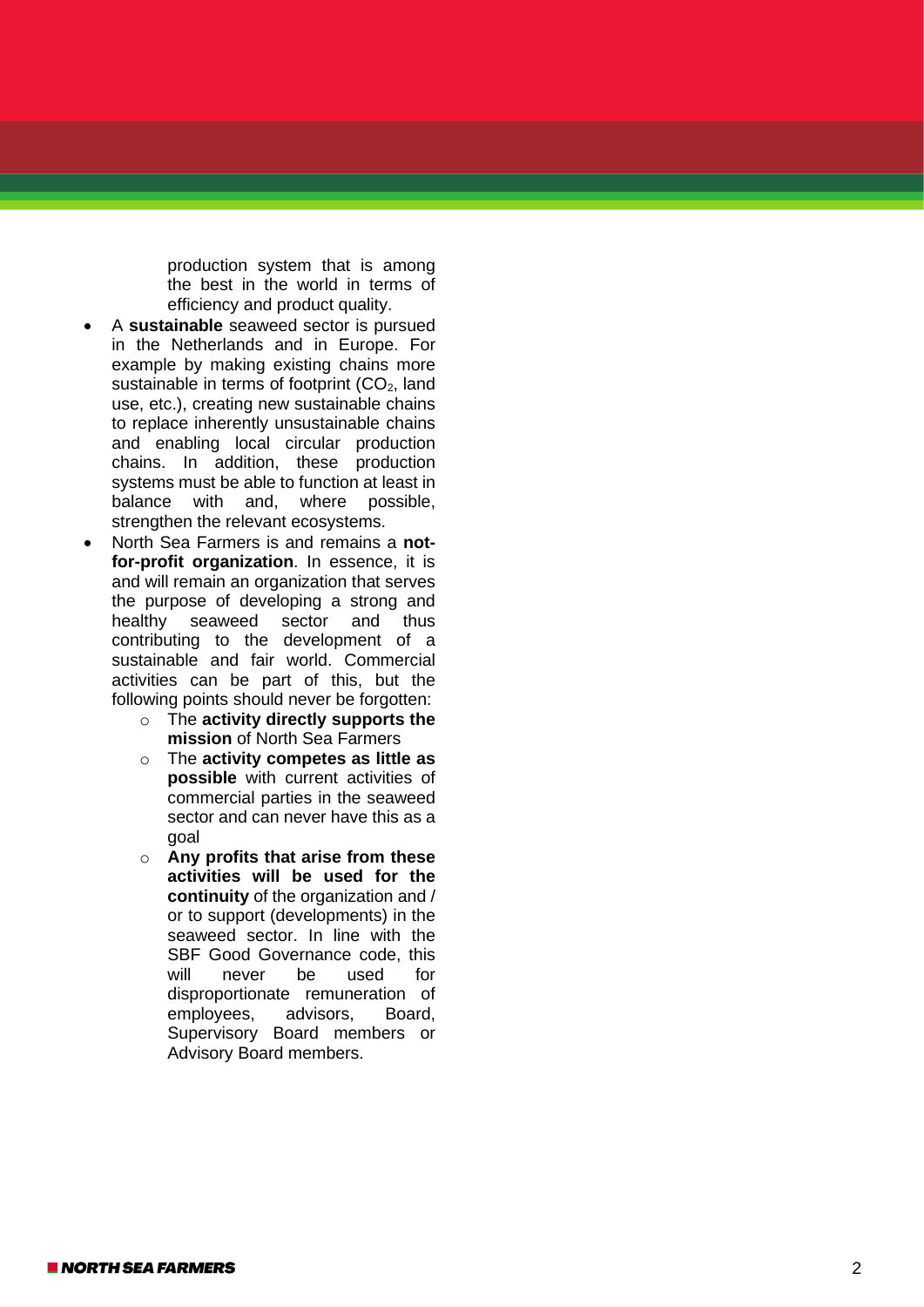production system that is among the best in the world in terms of efficiency and product quality.

- A **sustainable** seaweed sector is pursued in the Netherlands and in Europe. For example by making existing chains more sustainable in terms of footprint ($CO_2$, land use, etc.), creating new sustainable chains to replace inherently unsustainable chains and enabling local circular production chains. In addition, these production systems must be able to function at least in balance with and, where possible, strengthen the relevant ecosystems.
- North Sea Farmers is and remains a **not-for-profit organization**. In essence, it is and will remain an organization that serves the purpose of developing a strong and healthy seaweed sector and thus contributing to the development of a sustainable and fair world. Commercial activities can be part of this, but the following points should never be forgotten:
    - The **activity directly supports the mission** of North Sea Farmers
    - The **activity competes as little as possible** with current activities of commercial parties in the seaweed sector and can never have this as a goal
    - **Any profits that arise from these activities will be used for the continuity** of the organization and / or to support (developments) in the seaweed sector. In line with the SBF Good Governance code, this will never be used for disproportionate remuneration of employees, advisors, Board, Supervisory Board members or Advisory Board members.